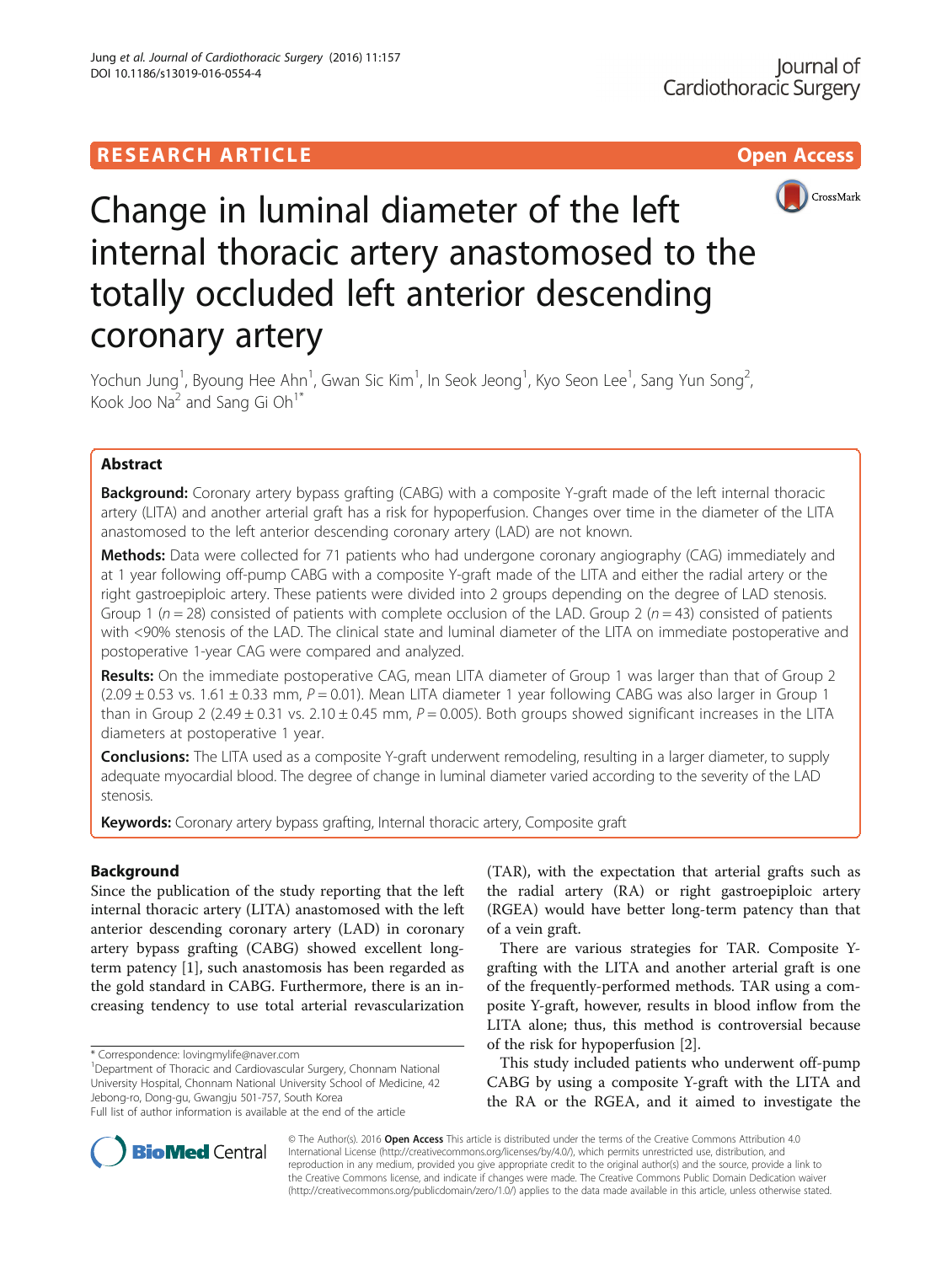RESEARCH ARTICLE

Open Access

# Change in luminal diameter of the left internal thoracic artery anastomosed to the totally occluded left anterior descending coronary artery

Yochun Jung[1], Byoung Hee Ahn[1], Gwan Sic Kim[1], In Seok Jeong[1], Kyo Seon Lee[1], Sang Yun Song[2], Kook Joo Na[2] and Sang Gi Oh[1*]

## Abstract

**Background:** Coronary artery bypass grafting (CABG) with a composite Y-graft made of the left internal thoracic artery (LITA) and another arterial graft has a risk for hypoperfusion. Changes over time in the diameter of the LITA anastomosed to the left anterior descending coronary artery (LAD) are not known.

**Methods:** Data were collected for 71 patients who had undergone coronary angiography (CAG) immediately and at 1 year following off-pump CABG with a composite Y-graft made of the LITA and either the radial artery or the right gastroepiploic artery. These patients were divided into 2 groups depending on the degree of LAD stenosis. Group 1 ($n = 28$) consisted of patients with complete occlusion of the LAD. Group 2 ($n = 43$) consisted of patients with <90% stenosis of the LAD. The clinical state and luminal diameter of the LITA on immediate postoperative and postoperative 1-year CAG were compared and analyzed.

**Results:** On the immediate postoperative CAG, mean LITA diameter of Group 1 was larger than that of Group 2 ($2.09 \pm 0.53$ vs. $1.61 \pm 0.33$ mm, $P = 0.01$). Mean LITA diameter 1 year following CABG was also larger in Group 1 than in Group 2 ($2.49 \pm 0.31$ vs. $2.10 \pm 0.45$ mm, $P = 0.005$). Both groups showed significant increases in the LITA diameters at postoperative 1 year.

**Conclusions:** The LITA used as a composite Y-graft underwent remodeling, resulting in a larger diameter, to supply adequate myocardial blood. The degree of change in luminal diameter varied according to the severity of the LAD stenosis.

**Keywords:** Coronary artery bypass grafting, Internal thoracic artery, Composite graft

## Background

Since the publication of the study reporting that the left internal thoracic artery (LITA) anastomosed with the left anterior descending coronary artery (LAD) in coronary artery bypass grafting (CABG) showed excellent long-term patency [1], such anastomosis has been regarded as the gold standard in CABG. Furthermore, there is an increasing tendency to use total arterial revascularization (TAR), with the expectation that arterial grafts such as the radial artery (RA) or right gastroepiploic artery (RGEA) would have better long-term patency than that of a vein graft.

There are various strategies for TAR. Composite Y-grafting with the LITA and another arterial graft is one of the frequently-performed methods. TAR using a composite Y-graft, however, results in blood inflow from the LITA alone; thus, this method is controversial because of the risk for hypoperfusion [2].

This study included patients who underwent off-pump CABG by using a composite Y-graft with the LITA and the RA or the RGEA, and it aimed to investigate the

\* Correspondence: lovingmylife@naver.com
[1]Department of Thoracic and Cardiovascular Surgery, Chonnam National University Hospital, Chonnam National University School of Medicine, 42 Jebong-ro, Dong-gu, Gwangju 501-757, South Korea
Full list of author information is available at the end of the article

© The Author(s). 2016 **Open Access** This article is distributed under the terms of the Creative Commons Attribution 4.0 International License (http://creativecommons.org/licenses/by/4.0/), which permits unrestricted use, distribution, and reproduction in any medium, provided you give appropriate credit to the original author(s) and the source, provide a link to the Creative Commons license, and indicate if changes were made. The Creative Commons Public Domain Dedication waiver (http://creativecommons.org/publicdomain/zero/1.0/) applies to the data made available in this article, unless otherwise stated.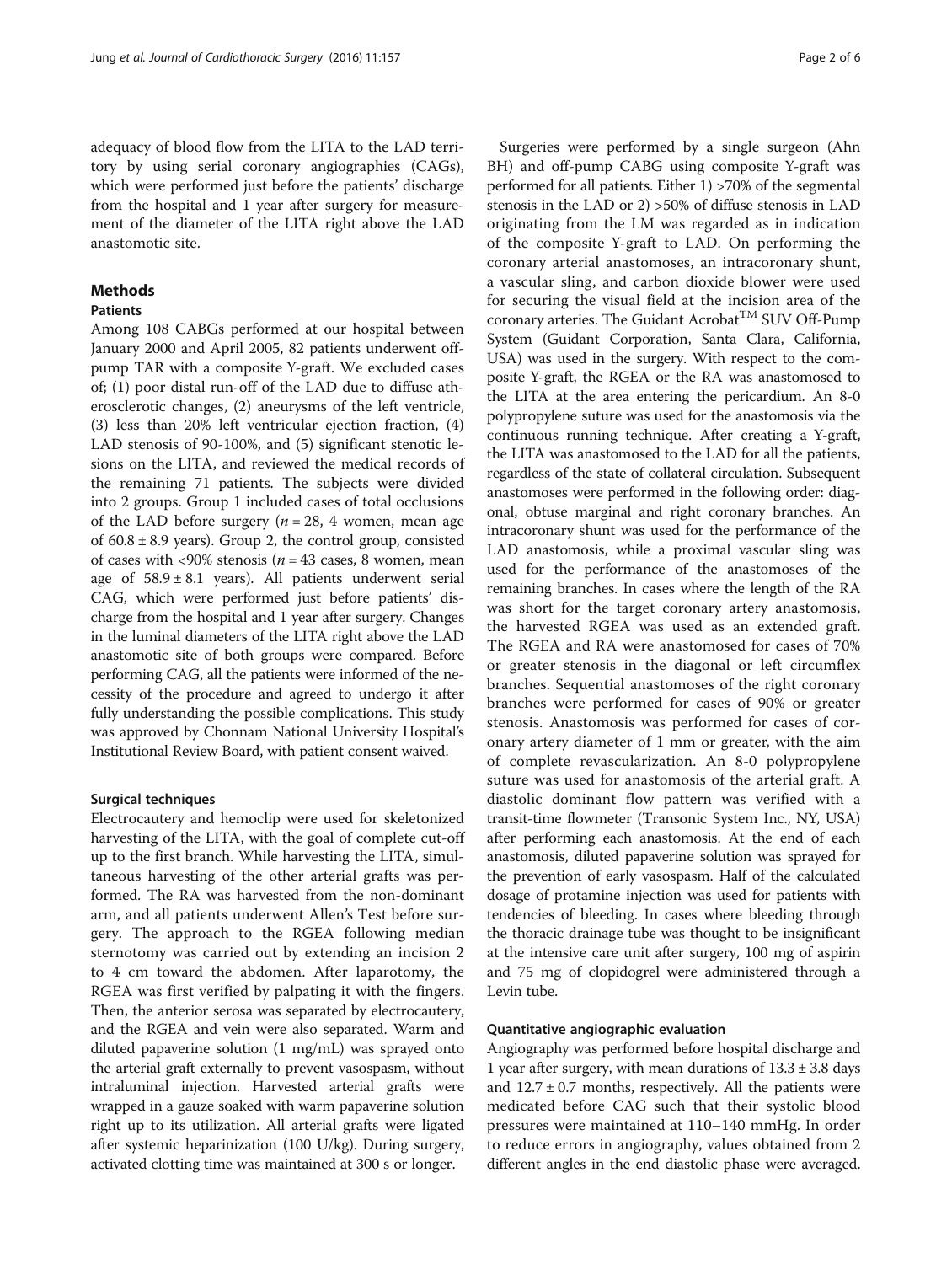adequacy of blood flow from the LITA to the LAD territory by using serial coronary angiographies (CAGs), which were performed just before the patients' discharge from the hospital and 1 year after surgery for measurement of the diameter of the LITA right above the LAD anastomotic site.

## Methods

### Patients

Among 108 CABGs performed at our hospital between January 2000 and April 2005, 82 patients underwent off-pump TAR with a composite Y-graft. We excluded cases of; (1) poor distal run-off of the LAD due to diffuse atherosclerotic changes, (2) aneurysms of the left ventricle, (3) less than 20% left ventricular ejection fraction, (4) LAD stenosis of 90-100%, and (5) significant stenotic lesions on the LITA, and reviewed the medical records of the remaining 71 patients. The subjects were divided into 2 groups. Group 1 included cases of total occlusions of the LAD before surgery ($n = 28$, 4 women, mean age of $60.8 \pm 8.9$ years). Group 2, the control group, consisted of cases with <90% stenosis ($n = 43$ cases, 8 women, mean age of $58.9 \pm 8.1$ years). All patients underwent serial CAG, which were performed just before patients' discharge from the hospital and 1 year after surgery. Changes in the luminal diameters of the LITA right above the LAD anastomotic site of both groups were compared. Before performing CAG, all the patients were informed of the necessity of the procedure and agreed to undergo it after fully understanding the possible complications. This study was approved by Chonnam National University Hospital's Institutional Review Board, with patient consent waived.

### Surgical techniques

Electrocautery and hemoclip were used for skeletonized harvesting of the LITA, with the goal of complete cut-off up to the first branch. While harvesting the LITA, simultaneous harvesting of the other arterial grafts was performed. The RA was harvested from the non-dominant arm, and all patients underwent Allen's Test before surgery. The approach to the RGEA following median sternotomy was carried out by extending an incision 2 to 4 cm toward the abdomen. After laparotomy, the RGEA was first verified by palpating it with the fingers. Then, the anterior serosa was separated by electrocautery, and the RGEA and vein were also separated. Warm and diluted papaverine solution (1 mg/mL) was sprayed onto the arterial graft externally to prevent vasospasm, without intraluminal injection. Harvested arterial grafts were wrapped in a gauze soaked with warm papaverine solution right up to its utilization. All arterial grafts were ligated after systemic heparinization (100 U/kg). During surgery, activated clotting time was maintained at 300 s or longer.

Surgeries were performed by a single surgeon (Ahn BH) and off-pump CABG using composite Y-graft was performed for all patients. Either 1) >70% of the segmental stenosis in the LAD or 2) >50% of diffuse stenosis in LAD originating from the LM was regarded as in indication of the composite Y-graft to LAD. On performing the coronary arterial anastomoses, an intracoronary shunt, a vascular sling, and carbon dioxide blower were used for securing the visual field at the incision area of the coronary arteries. The Guidant Acrobat™ SUV Off-Pump System (Guidant Corporation, Santa Clara, California, USA) was used in the surgery. With respect to the composite Y-graft, the RGEA or the RA was anastomosed to the LITA at the area entering the pericardium. An 8-0 polypropylene suture was used for the anastomosis via the continuous running technique. After creating a Y-graft, the LITA was anastomosed to the LAD for all the patients, regardless of the state of collateral circulation. Subsequent anastomoses were performed in the following order: diagonal, obtuse marginal and right coronary branches. An intracoronary shunt was used for the performance of the LAD anastomosis, while a proximal vascular sling was used for the performance of the anastomoses of the remaining branches. In cases where the length of the RA was short for the target coronary artery anastomosis, the harvested RGEA was used as an extended graft. The RGEA and RA were anastomosed for cases of 70% or greater stenosis in the diagonal or left circumflex branches. Sequential anastomoses of the right coronary branches were performed for cases of 90% or greater stenosis. Anastomosis was performed for cases of coronary artery diameter of 1 mm or greater, with the aim of complete revascularization. An 8-0 polypropylene suture was used for anastomosis of the arterial graft. A diastolic dominant flow pattern was verified with a transit-time flowmeter (Transonic System Inc., NY, USA) after performing each anastomosis. At the end of each anastomosis, diluted papaverine solution was sprayed for the prevention of early vasospasm. Half of the calculated dosage of protamine injection was used for patients with tendencies of bleeding. In cases where bleeding through the thoracic drainage tube was thought to be insignificant at the intensive care unit after surgery, 100 mg of aspirin and 75 mg of clopidogrel were administered through a Levin tube.

### Quantitative angiographic evaluation

Angiography was performed before hospital discharge and 1 year after surgery, with mean durations of $13.3 \pm 3.8$ days and $12.7 \pm 0.7$ months, respectively. All the patients were medicated before CAG such that their systolic blood pressures were maintained at 110–140 mmHg. In order to reduce errors in angiography, values obtained from 2 different angles in the end diastolic phase were averaged.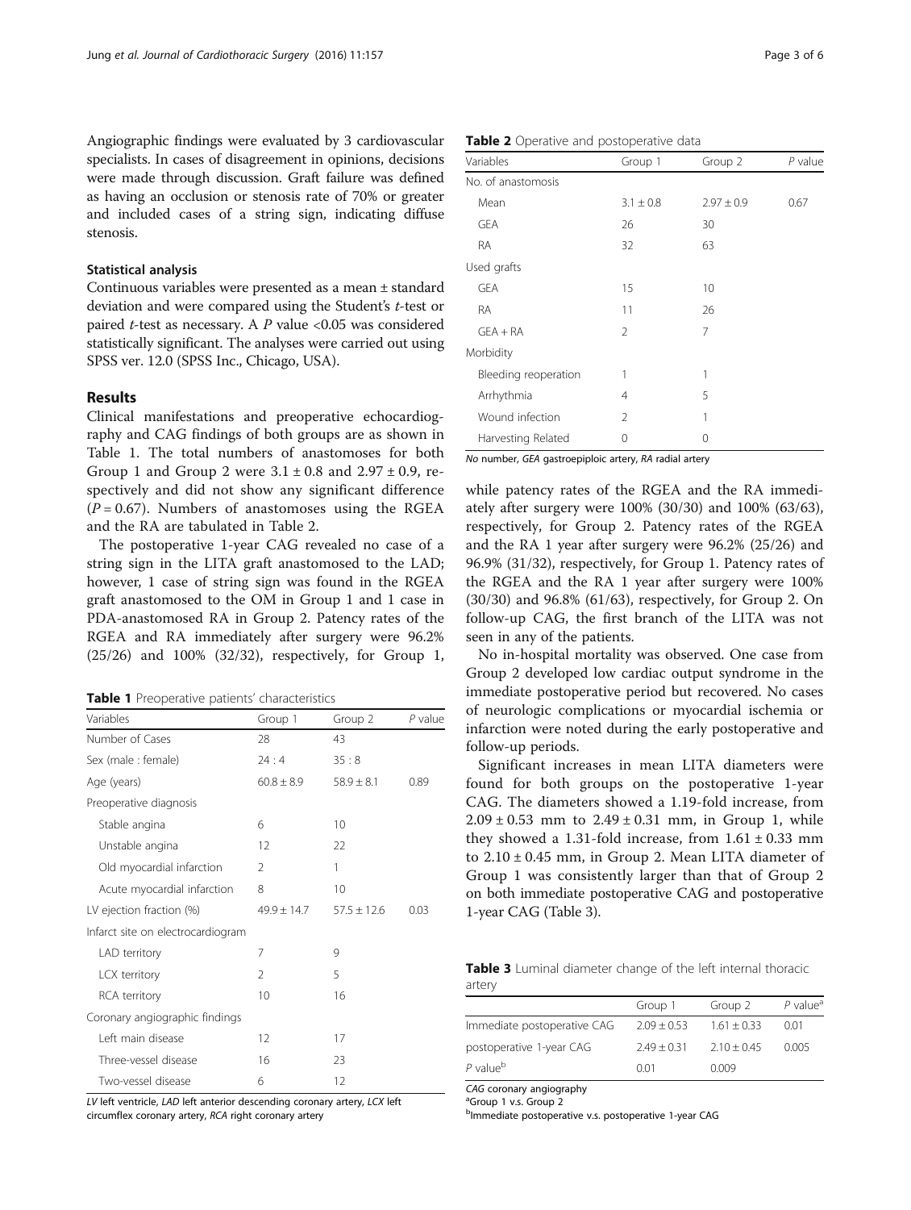Angiographic findings were evaluated by 3 cardiovascular specialists. In cases of disagreement in opinions, decisions were made through discussion. Graft failure was defined as having an occlusion or stenosis rate of 70% or greater and included cases of a string sign, indicating diffuse stenosis.

### Statistical analysis

Continuous variables were presented as a mean ± standard deviation and were compared using the Student's *t*-test or paired *t*-test as necessary. A *P* value <0.05 was considered statistically significant. The analyses were carried out using SPSS ver. 12.0 (SPSS Inc., Chicago, USA).

## Results

Clinical manifestations and preoperative echocardiography and CAG findings of both groups are as shown in Table 1. The total numbers of anastomoses for both Group 1 and Group 2 were 3.1 ± 0.8 and 2.97 ± 0.9, respectively and did not show any significant difference ($P = 0.67$). Numbers of anastomoses using the RGEA and the RA are tabulated in Table 2.

The postoperative 1-year CAG revealed no case of a string sign in the LITA graft anastomosed to the LAD; however, 1 case of string sign was found in the RGEA graft anastomosed to the OM in Group 1 and 1 case in PDA-anastomosed RA in Group 2. Patency rates of the RGEA and RA immediately after surgery were 96.2% (25/26) and 100% (32/32), respectively, for Group 1, while patency rates of the RGEA and the RA immediately after surgery were 100% (30/30) and 100% (63/63), respectively, for Group 2. Patency rates of the RGEA and the RA 1 year after surgery were 96.2% (25/26) and 96.9% (31/32), respectively, for Group 1. Patency rates of the RGEA and the RA 1 year after surgery were 100% (30/30) and 96.8% (61/63), respectively, for Group 2. On follow-up CAG, the first branch of the LITA was not seen in any of the patients.

**Table 1** Preoperative patients' characteristics

| Variables | Group 1 | Group 2 | *P* value |
|---|---|---|---|
| Number of Cases | 28 | 43 | |
| Sex (male : female) | 24 : 4 | 35 : 8 | |
| Age (years) | 60.8 ± 8.9 | 58.9 ± 8.1 | 0.89 |
| Preoperative diagnosis | | | |
| Stable angina | 6 | 10 | |
| Unstable angina | 12 | 22 | |
| Old myocardial infarction | 2 | 1 | |
| Acute myocardial infarction | 8 | 10 | |
| LV ejection fraction (%) | 49.9 ± 14.7 | 57.5 ± 12.6 | 0.03 |
| Infarct site on electrocardiogram | | | |
| LAD territory | 7 | 9 | |
| LCX territory | 2 | 5 | |
| RCA territory | 10 | 16 | |
| Coronary angiographic findings | | | |
| Left main disease | 12 | 17 | |
| Three-vessel disease | 16 | 23 | |
| Two-vessel disease | 6 | 12 | |

*LV* left ventricle, *LAD* left anterior descending coronary artery, *LCX* left circumflex coronary artery, *RCA* right coronary artery

**Table 2** Operative and postoperative data

| Variables | Group 1 | Group 2 | *P* value |
|---|---|---|---|
| No. of anastomosis | | | |
| Mean | 3.1 ± 0.8 | 2.97 ± 0.9 | 0.67 |
| GEA | 26 | 30 | |
| RA | 32 | 63 | |
| Used grafts | | | |
| GEA | 15 | 10 | |
| RA | 11 | 26 | |
| GEA + RA | 2 | 7 | |
| Morbidity | | | |
| Bleeding reoperation | 1 | 1 | |
| Arrhythmia | 4 | 5 | |
| Wound infection | 2 | 1 | |
| Harvesting Related | 0 | 0 | |

*No* number, *GEA* gastroepiploic artery, *RA* radial artery

No in-hospital mortality was observed. One case from Group 2 developed low cardiac output syndrome in the immediate postoperative period but recovered. No cases of neurologic complications or myocardial ischemia or infarction were noted during the early postoperative and follow-up periods.

Significant increases in mean LITA diameters were found for both groups on the postoperative 1-year CAG. The diameters showed a 1.19-fold increase, from 2.09 ± 0.53 mm to 2.49 ± 0.31 mm, in Group 1, while they showed a 1.31-fold increase, from 1.61 ± 0.33 mm to 2.10 ± 0.45 mm, in Group 2. Mean LITA diameter of Group 1 was consistently larger than that of Group 2 on both immediate postoperative CAG and postoperative 1-year CAG (Table 3).

**Table 3** Luminal diameter change of the left internal thoracic artery

| | Group 1 | Group 2 | *P* value[a] |
|---|---|---|---|
| Immediate postoperative CAG | 2.09 ± 0.53 | 1.61 ± 0.33 | 0.01 |
| postoperative 1-year CAG | 2.49 ± 0.31 | 2.10 ± 0.45 | 0.005 |
| *P* value[b] | 0.01 | 0.009 | |

*CAG* coronary angiography

[a]Group 1 v.s. Group 2

[b]Immediate postoperative v.s. postoperative 1-year CAG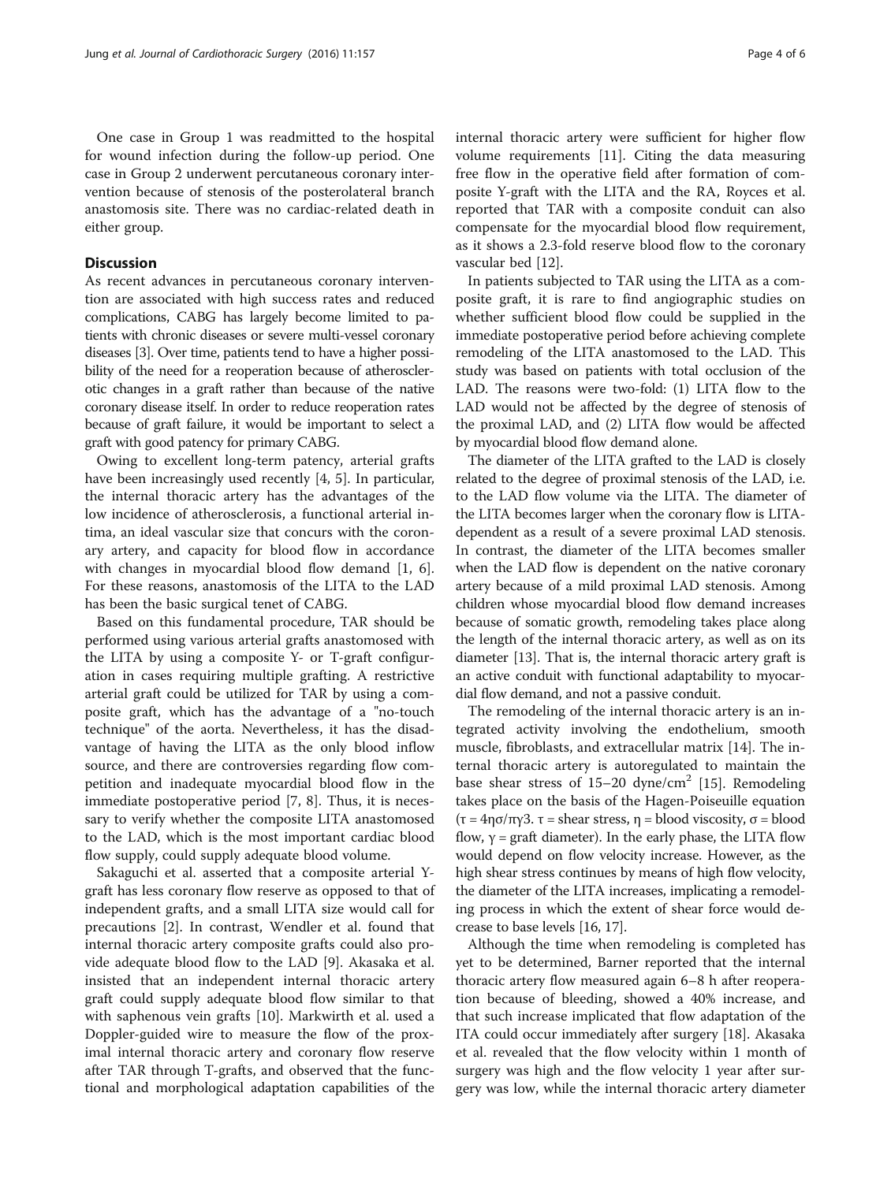One case in Group 1 was readmitted to the hospital for wound infection during the follow-up period. One case in Group 2 underwent percutaneous coronary intervention because of stenosis of the posterolateral branch anastomosis site. There was no cardiac-related death in either group.

## Discussion

As recent advances in percutaneous coronary intervention are associated with high success rates and reduced complications, CABG has largely become limited to patients with chronic diseases or severe multi-vessel coronary diseases [3]. Over time, patients tend to have a higher possibility of the need for a reoperation because of atherosclerotic changes in a graft rather than because of the native coronary disease itself. In order to reduce reoperation rates because of graft failure, it would be important to select a graft with good patency for primary CABG.

Owing to excellent long-term patency, arterial grafts have been increasingly used recently [4, 5]. In particular, the internal thoracic artery has the advantages of the low incidence of atherosclerosis, a functional arterial intima, an ideal vascular size that concurs with the coronary artery, and capacity for blood flow in accordance with changes in myocardial blood flow demand [1, 6]. For these reasons, anastomosis of the LITA to the LAD has been the basic surgical tenet of CABG.

Based on this fundamental procedure, TAR should be performed using various arterial grafts anastomosed with the LITA by using a composite Y- or T-graft configuration in cases requiring multiple grafting. A restrictive arterial graft could be utilized for TAR by using a composite graft, which has the advantage of a "no-touch technique" of the aorta. Nevertheless, it has the disadvantage of having the LITA as the only blood inflow source, and there are controversies regarding flow competition and inadequate myocardial blood flow in the immediate postoperative period [7, 8]. Thus, it is necessary to verify whether the composite LITA anastomosed to the LAD, which is the most important cardiac blood flow supply, could supply adequate blood volume.

Sakaguchi et al. asserted that a composite arterial Y-graft has less coronary flow reserve as opposed to that of independent grafts, and a small LITA size would call for precautions [2]. In contrast, Wendler et al. found that internal thoracic artery composite grafts could also provide adequate blood flow to the LAD [9]. Akasaka et al. insisted that an independent internal thoracic artery graft could supply adequate blood flow similar to that with saphenous vein grafts [10]. Markwirth et al. used a Doppler-guided wire to measure the flow of the proximal internal thoracic artery and coronary flow reserve after TAR through T-grafts, and observed that the functional and morphological adaptation capabilities of the internal thoracic artery were sufficient for higher flow volume requirements [11]. Citing the data measuring free flow in the operative field after formation of composite Y-graft with the LITA and the RA, Royces et al. reported that TAR with a composite conduit can also compensate for the myocardial blood flow requirement, as it shows a 2.3-fold reserve blood flow to the coronary vascular bed [12].

In patients subjected to TAR using the LITA as a composite graft, it is rare to find angiographic studies on whether sufficient blood flow could be supplied in the immediate postoperative period before achieving complete remodeling of the LITA anastomosed to the LAD. This study was based on patients with total occlusion of the LAD. The reasons were two-fold: (1) LITA flow to the LAD would not be affected by the degree of stenosis of the proximal LAD, and (2) LITA flow would be affected by myocardial blood flow demand alone.

The diameter of the LITA grafted to the LAD is closely related to the degree of proximal stenosis of the LAD, i.e. to the LAD flow volume via the LITA. The diameter of the LITA becomes larger when the coronary flow is LITA-dependent as a result of a severe proximal LAD stenosis. In contrast, the diameter of the LITA becomes smaller when the LAD flow is dependent on the native coronary artery because of a mild proximal LAD stenosis. Among children whose myocardial blood flow demand increases because of somatic growth, remodeling takes place along the length of the internal thoracic artery, as well as on its diameter [13]. That is, the internal thoracic artery graft is an active conduit with functional adaptability to myocardial flow demand, and not a passive conduit.

The remodeling of the internal thoracic artery is an integrated activity involving the endothelium, smooth muscle, fibroblasts, and extracellular matrix [14]. The internal thoracic artery is autoregulated to maintain the base shear stress of 15–20 dyne/cm$^2$ [15]. Remodeling takes place on the basis of the Hagen-Poiseuille equation ($\tau = 4\eta\sigma/\pi\gamma3$. $\tau$ = shear stress, $\eta$ = blood viscosity, $\sigma$ = blood flow, $\gamma$ = graft diameter). In the early phase, the LITA flow would depend on flow velocity increase. However, as the high shear stress continues by means of high flow velocity, the diameter of the LITA increases, implicating a remodeling process in which the extent of shear force would decrease to base levels [16, 17].

Although the time when remodeling is completed has yet to be determined, Barner reported that the internal thoracic artery flow measured again 6–8 h after reoperation because of bleeding, showed a 40% increase, and that such increase implicated that flow adaptation of the ITA could occur immediately after surgery [18]. Akasaka et al. revealed that the flow velocity within 1 month of surgery was high and the flow velocity 1 year after surgery was low, while the internal thoracic artery diameter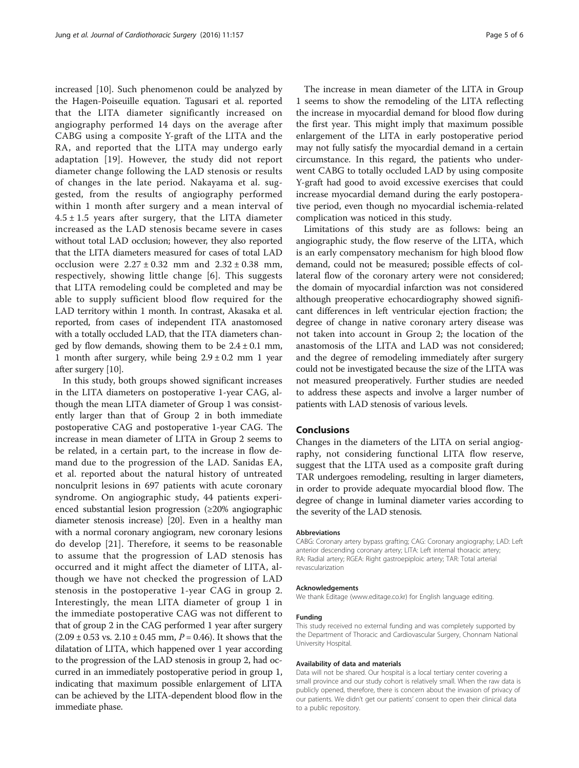increased [10]. Such phenomenon could be analyzed by the Hagen-Poiseuille equation. Tagusari et al. reported that the LITA diameter significantly increased on angiography performed 14 days on the average after CABG using a composite Y-graft of the LITA and the RA, and reported that the LITA may undergo early adaptation [19]. However, the study did not report diameter change following the LAD stenosis or results of changes in the late period. Nakayama et al. suggested, from the results of angiography performed within 1 month after surgery and a mean interval of $4.5 \pm 1.5$ years after surgery, that the LITA diameter increased as the LAD stenosis became severe in cases without total LAD occlusion; however, they also reported that the LITA diameters measured for cases of total LAD occlusion were $2.27 \pm 0.32$ mm and $2.32 \pm 0.38$ mm, respectively, showing little change [6]. This suggests that LITA remodeling could be completed and may be able to supply sufficient blood flow required for the LAD territory within 1 month. In contrast, Akasaka et al. reported, from cases of independent ITA anastomosed with a totally occluded LAD, that the ITA diameters changed by flow demands, showing them to be $2.4 \pm 0.1$ mm, 1 month after surgery, while being $2.9 \pm 0.2$ mm 1 year after surgery [10].

In this study, both groups showed significant increases in the LITA diameters on postoperative 1-year CAG, although the mean LITA diameter of Group 1 was consistently larger than that of Group 2 in both immediate postoperative CAG and postoperative 1-year CAG. The increase in mean diameter of LITA in Group 2 seems to be related, in a certain part, to the increase in flow demand due to the progression of the LAD. Sanidas EA, et al. reported about the natural history of untreated nonculprit lesions in 697 patients with acute coronary syndrome. On angiographic study, 44 patients experienced substantial lesion progression (≥20% angiographic diameter stenosis increase) [20]. Even in a healthy man with a normal coronary angiogram, new coronary lesions do develop [21]. Therefore, it seems to be reasonable to assume that the progression of LAD stenosis has occurred and it might affect the diameter of LITA, although we have not checked the progression of LAD stenosis in the postoperative 1-year CAG in group 2. Interestingly, the mean LITA diameter of group 1 in the immediate postoperative CAG was not different to that of group 2 in the CAG performed 1 year after surgery ($2.09 \pm 0.53$ vs. $2.10 \pm 0.45$ mm, $P = 0.46$). It shows that the dilatation of LITA, which happened over 1 year according to the progression of the LAD stenosis in group 2, had occurred in an immediately postoperative period in group 1, indicating that maximum possible enlargement of LITA can be achieved by the LITA-dependent blood flow in the immediate phase.

The increase in mean diameter of the LITA in Group 1 seems to show the remodeling of the LITA reflecting the increase in myocardial demand for blood flow during the first year. This might imply that maximum possible enlargement of the LITA in early postoperative period may not fully satisfy the myocardial demand in a certain circumstance. In this regard, the patients who underwent CABG to totally occluded LAD by using composite Y-graft had good to avoid excessive exercises that could increase myocardial demand during the early postoperative period, even though no myocardial ischemia-related complication was noticed in this study.

Limitations of this study are as follows: being an angiographic study, the flow reserve of the LITA, which is an early compensatory mechanism for high blood flow demand, could not be measured; possible effects of collateral flow of the coronary artery were not considered; the domain of myocardial infarction was not considered although preoperative echocardiography showed significant differences in left ventricular ejection fraction; the degree of change in native coronary artery disease was not taken into account in Group 2; the location of the anastomosis of the LITA and LAD was not considered; and the degree of remodeling immediately after surgery could not be investigated because the size of the LITA was not measured preoperatively. Further studies are needed to address these aspects and involve a larger number of patients with LAD stenosis of various levels.

## Conclusions

Changes in the diameters of the LITA on serial angiography, not considering functional LITA flow reserve, suggest that the LITA used as a composite graft during TAR undergoes remodeling, resulting in larger diameters, in order to provide adequate myocardial blood flow. The degree of change in luminal diameter varies according to the severity of the LAD stenosis.

#### Abbreviations

CABG: Coronary artery bypass grafting; CAG: Coronary angiography; LAD: Left anterior descending coronary artery; LITA: Left internal thoracic artery; RA: Radial artery; RGEA: Right gastroepiploic artery; TAR: Total arterial revascularization

#### Acknowledgements

We thank Editage (www.editage.co.kr) for English language editing.

#### Funding

This study received no external funding and was completely supported by the Department of Thoracic and Cardiovascular Surgery, Chonnam National University Hospital.

#### Availability of data and materials

Data will not be shared. Our hospital is a local tertiary center covering a small province and our study cohort is relatively small. When the raw data is publicly opened, therefore, there is concern about the invasion of privacy of our patients. We didn't get our patients' consent to open their clinical data to a public repository.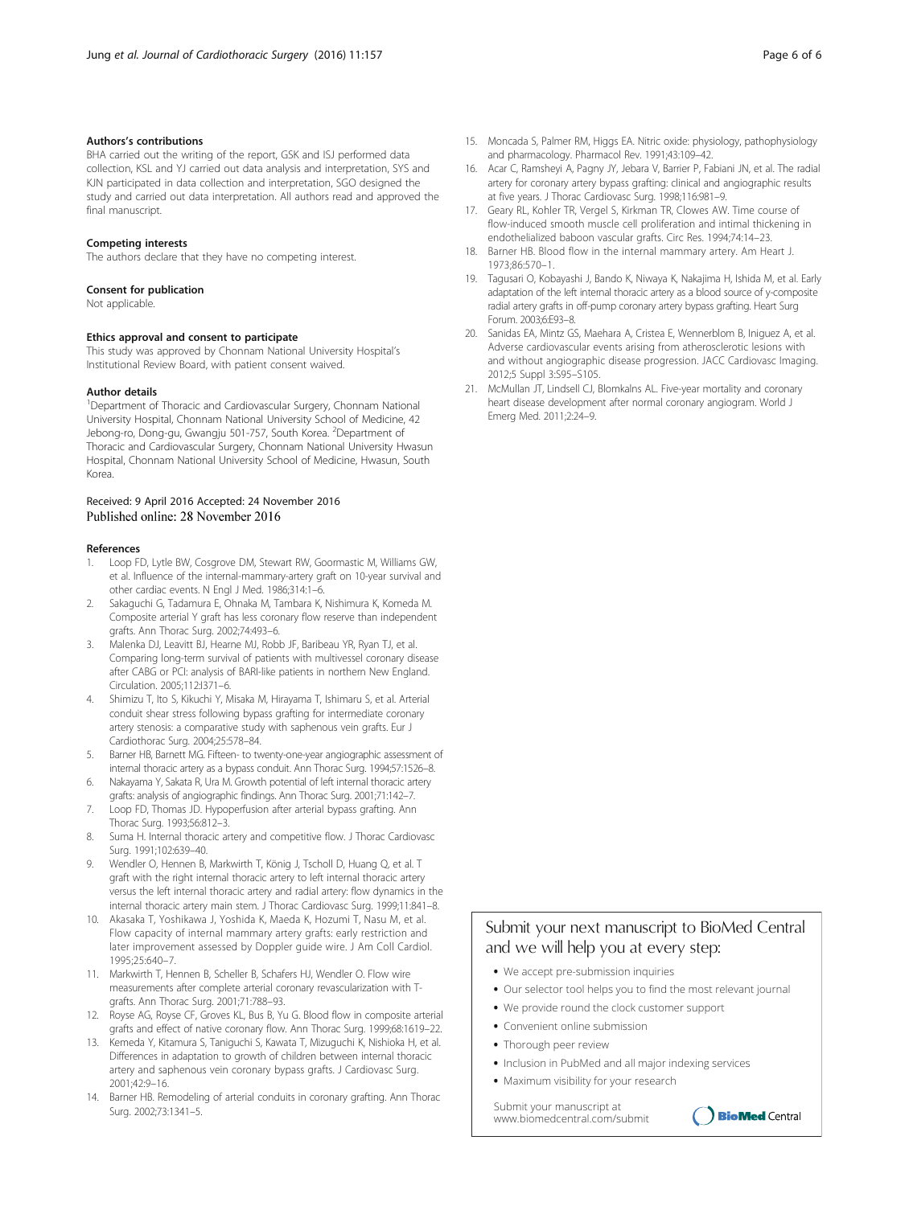#### Authors's contributions

BHA carried out the writing of the report, GSK and ISJ performed data collection, KSL and YJ carried out data analysis and interpretation, SYS and KJN participated in data collection and interpretation, SGO designed the study and carried out data interpretation. All authors read and approved the final manuscript.

#### Competing interests

The authors declare that they have no competing interest.

#### Consent for publication

Not applicable.

#### Ethics approval and consent to participate

This study was approved by Chonnam National University Hospital's Institutional Review Board, with patient consent waived.

#### Author details

[1]Department of Thoracic and Cardiovascular Surgery, Chonnam National University Hospital, Chonnam National University School of Medicine, 42 Jebong-ro, Dong-gu, Gwangju 501-757, South Korea. [2]Department of Thoracic and Cardiovascular Surgery, Chonnam National University Hwasun Hospital, Chonnam National University School of Medicine, Hwasun, South Korea.

Received: 9 April 2016 Accepted: 24 November 2016
Published online: 28 November 2016

#### References

1. Loop FD, Lytle BW, Cosgrove DM, Stewart RW, Goormastic M, Williams GW, et al. Influence of the internal-mammary-artery graft on 10-year survival and other cardiac events. N Engl J Med. 1986;314:1–6.
2. Sakaguchi G, Tadamura E, Ohnaka M, Tambara K, Nishimura K, Komeda M. Composite arterial Y graft has less coronary flow reserve than independent grafts. Ann Thorac Surg. 2002;74:493–6.
3. Malenka DJ, Leavitt BJ, Hearne MJ, Robb JF, Baribeau YR, Ryan TJ, et al. Comparing long-term survival of patients with multivessel coronary disease after CABG or PCI: analysis of BARI-like patients in northern New England. Circulation. 2005;112:I371–6.
4. Shimizu T, Ito S, Kikuchi Y, Misaka M, Hirayama T, Ishimaru S, et al. Arterial conduit shear stress following bypass grafting for intermediate coronary artery stenosis: a comparative study with saphenous vein grafts. Eur J Cardiothorac Surg. 2004;25:578–84.
5. Barner HB, Barnett MG. Fifteen- to twenty-one-year angiographic assessment of internal thoracic artery as a bypass conduit. Ann Thorac Surg. 1994;57:1526–8.
6. Nakayama Y, Sakata R, Ura M. Growth potential of left internal thoracic artery grafts: analysis of angiographic findings. Ann Thorac Surg. 2001;71:142–7.
7. Loop FD, Thomas JD. Hypoperfusion after arterial bypass grafting. Ann Thorac Surg. 1993;56:812–3.
8. Suma H. Internal thoracic artery and competitive flow. J Thorac Cardiovasc Surg. 1991;102:639–40.
9. Wendler O, Hennen B, Markwirth T, König J, Tscholl D, Huang Q, et al. T graft with the right internal thoracic artery to left internal thoracic artery versus the left internal thoracic artery and radial artery: flow dynamics in the internal thoracic artery main stem. J Thorac Cardiovasc Surg. 1999;11:841–8.
10. Akasaka T, Yoshikawa J, Yoshida K, Maeda K, Hozumi T, Nasu M, et al. Flow capacity of internal mammary artery grafts: early restriction and later improvement assessed by Doppler guide wire. J Am Coll Cardiol. 1995;25:640–7.
11. Markwirth T, Hennen B, Scheller B, Schafers HJ, Wendler O. Flow wire measurements after complete arterial coronary revascularization with T-grafts. Ann Thorac Surg. 2001;71:788–93.
12. Royse AG, Royse CF, Groves KL, Bus B, Yu G. Blood flow in composite arterial grafts and effect of native coronary flow. Ann Thorac Surg. 1999;68:1619–22.
13. Kemeda Y, Kitamura S, Taniguchi S, Kawata T, Mizuguchi K, Nishioka H, et al. Differences in adaptation to growth of children between internal thoracic artery and saphenous vein coronary bypass grafts. J Cardiovasc Surg. 2001;42:9–16.
14. Barner HB. Remodeling of arterial conduits in coronary grafting. Ann Thorac Surg. 2002;73:1341–5.
15. Moncada S, Palmer RM, Higgs EA. Nitric oxide: physiology, pathophysiology and pharmacology. Pharmacol Rev. 1991;43:109–42.
16. Acar C, Ramsheyi A, Pagny JY, Jebara V, Barrier P, Fabiani JN, et al. The radial artery for coronary artery bypass grafting: clinical and angiographic results at five years. J Thorac Cardiovasc Surg. 1998;116:981–9.
17. Geary RL, Kohler TR, Vergel S, Kirkman TR, Clowes AW. Time course of flow-induced smooth muscle cell proliferation and intimal thickening in endothelialized baboon vascular grafts. Circ Res. 1994;74:14–23.
18. Barner HB. Blood flow in the internal mammary artery. Am Heart J. 1973;86:570–1.
19. Tagusari O, Kobayashi J, Bando K, Niwaya K, Nakajima H, Ishida M, et al. Early adaptation of the left internal thoracic artery as a blood source of y-composite radial artery grafts in off-pump coronary artery bypass grafting. Heart Surg Forum. 2003;6:E93–8.
20. Sanidas EA, Mintz GS, Maehara A, Cristea E, Wennerblom B, Iniguez A, et al. Adverse cardiovascular events arising from atherosclerotic lesions with and without angiographic disease progression. JACC Cardiovasc Imaging. 2012;5 Suppl 3:S95–S105.
21. McMullan JT, Lindsell CJ, Blomkalns AL. Five-year mortality and coronary heart disease development after normal coronary angiogram. World J Emerg Med. 2011;2:24–9.

Submit your next manuscript to BioMed Central and we will help you at every step:

- We accept pre-submission inquiries
- Our selector tool helps you to find the most relevant journal
- We provide round the clock customer support
- Convenient online submission
- Thorough peer review
- Inclusion in PubMed and all major indexing services
- Maximum visibility for your research

Submit your manuscript at
www.biomedcentral.com/submit

BioMed Central